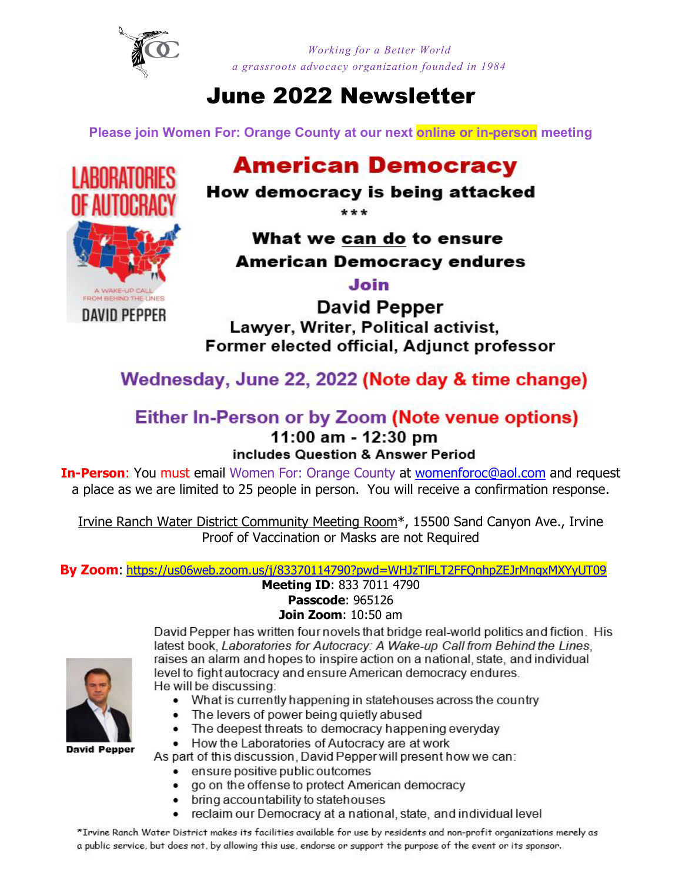*Working for a Better World*
*a grassroots advocacy organization founded in 1984*

# June 2022 Newsletter

**Please join Women For: Orange County at our next online or in-person meeting**

## American Democracy

### How democracy is being attacked

\*\*\*

### What we can do to ensure American Democracy endures

**Join**

**David Pepper**

**Lawyer, Writer, Political activist, Former elected official, Adjunct professor**

## Wednesday, June 22, 2022 (Note day & time change)

## Either In-Person or by Zoom (Note venue options)

**11:00 am - 12:30 pm**

**includes Question & Answer Period**

**In-Person**: You must email Women For: Orange County at womenforoc@aol.com and request a place as we are limited to 25 people in person. You will receive a confirmation response.

Irvine Ranch Water District Community Meeting Room*, 15500 Sand Canyon Ave., Irvine
Proof of Vaccination or Masks are not Required

**By Zoom**: https://us06web.zoom.us/j/83370114790?pwd=WHJzTlFLT2FFQnhpZEJrMngxMXYyUT09

**Meeting ID**: 833 7011 4790
**Passcode**: 965126
**Join Zoom**: 10:50 am

David Pepper has written four novels that bridge real-world politics and fiction. His latest book, *Laboratories for Autocracy: A Wake-up Call from Behind the Lines*, raises an alarm and hopes to inspire action on a national, state, and individual level to fight autocracy and ensure American democracy endures.

He will be discussing:

- What is currently happening in statehouses across the country
- The levers of power being quietly abused
- The deepest threats to democracy happening everyday
- How the Laboratories of Autocracy are at work

As part of this discussion, David Pepper will present how we can:

- ensure positive public outcomes
- go on the offense to protect American democracy
- bring accountability to statehouses
- reclaim our Democracy at a national, state, and individual level

*Irvine Ranch Water District makes its facilities available for use by residents and non-profit organizations merely as a public service, but does not, by allowing this use, endorse or support the purpose of the event or its sponsor.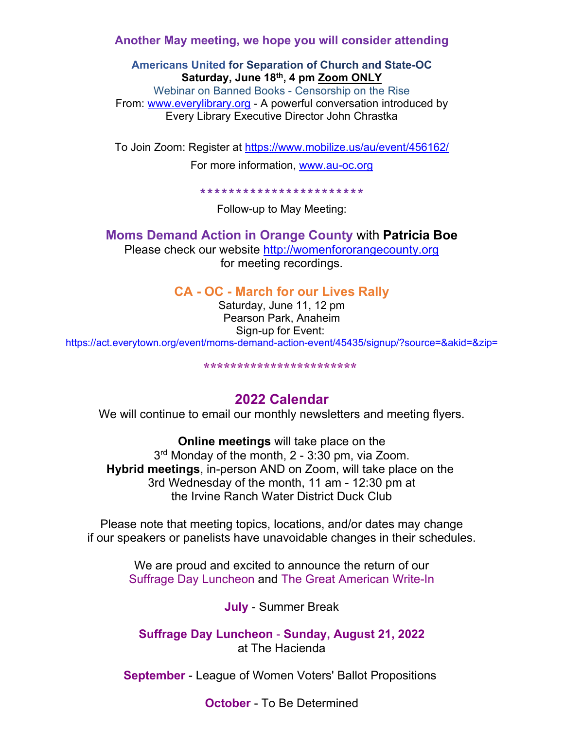**Another May meeting, we hope you will consider attending**

**Americans United for Separation of Church and State-OC**
**Saturday, June 18th, 4 pm Zoom ONLY**
Webinar on Banned Books - Censorship on the Rise
From: www.everylibrary.org - A powerful conversation introduced by Every Library Executive Director John Chrastka

To Join Zoom: Register at https://www.mobilize.us/au/event/456162/

For more information, www.au-oc.org

************************

Follow-up to May Meeting:

## Moms Demand Action in Orange County with Patricia Boe

Please check our website http://womenfororangecounty.org for meeting recordings.

## CA - OC - March for our Lives Rally

Saturday, June 11, 12 pm
Pearson Park, Anaheim
Sign-up for Event:
https://act.everytown.org/event/moms-demand-action-event/45435/signup/?source=&akid=&zip=

************************

## 2022 Calendar

We will continue to email our monthly newsletters and meeting flyers.

**Online meetings** will take place on the 3rd Monday of the month, 2 - 3:30 pm, via Zoom.
**Hybrid meetings**, in-person AND on Zoom, will take place on the 3rd Wednesday of the month, 11 am - 12:30 pm at the Irvine Ranch Water District Duck Club

Please note that meeting topics, locations, and/or dates may change if our speakers or panelists have unavoidable changes in their schedules.

We are proud and excited to announce the return of our Suffrage Day Luncheon and The Great American Write-In

**July** - Summer Break

**Suffrage Day Luncheon - Sunday, August 21, 2022**
at The Hacienda

**September** - League of Women Voters' Ballot Propositions

**October** - To Be Determined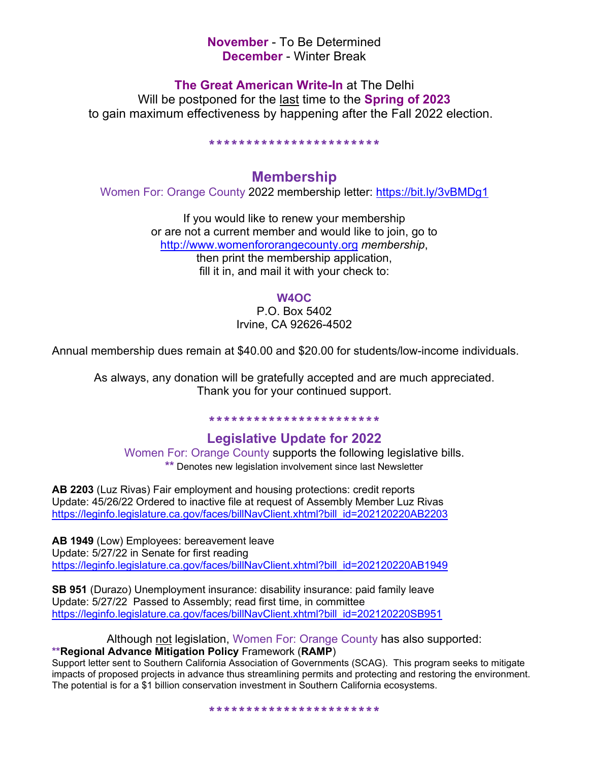**November** - To Be Determined
**December** - Winter Break

**The Great American Write-In** at The Delhi
Will be postponed for the last time to the **Spring of 2023**
to gain maximum effectiveness by happening after the Fall 2022 election.

************************

## Membership

Women For: Orange County 2022 membership letter: https://bit.ly/3vBMDg1

If you would like to renew your membership
or are not a current member and would like to join, go to
http://www.womenfororangecounty.org *membership*,
then print the membership application,
fill it in, and mail it with your check to:

**W4OC**
P.O. Box 5402
Irvine, CA 92626-4502

Annual membership dues remain at $40.00 and $20.00 for students/low-income individuals.

As always, any donation will be gratefully accepted and are much appreciated.
Thank you for your continued support.

************************

## Legislative Update for 2022

Women For: Orange County supports the following legislative bills.
** Denotes new legislation involvement since last Newsletter

**AB 2203** (Luz Rivas) Fair employment and housing protections: credit reports
Update: 45/26/22 Ordered to inactive file at request of Assembly Member Luz Rivas
https://leginfo.legislature.ca.gov/faces/billNavClient.xhtml?bill_id=202120220AB2203

**AB 1949** (Low) Employees: bereavement leave
Update: 5/27/22 in Senate for first reading
https://leginfo.legislature.ca.gov/faces/billNavClient.xhtml?bill_id=202120220AB1949

**SB 951** (Durazo) Unemployment insurance: disability insurance: paid family leave
Update: 5/27/22 Passed to Assembly; read first time, in committee
https://leginfo.legislature.ca.gov/faces/billNavClient.xhtml?bill_id=202120220SB951

Although not legislation, Women For: Orange County has also supported:

****Regional Advance Mitigation Policy** Framework (**RAMP**)
Support letter sent to Southern California Association of Governments (SCAG). This program seeks to mitigate impacts of proposed projects in advance thus streamlining permits and protecting and restoring the environment. The potential is for a $1 billion conservation investment in Southern California ecosystems.

************************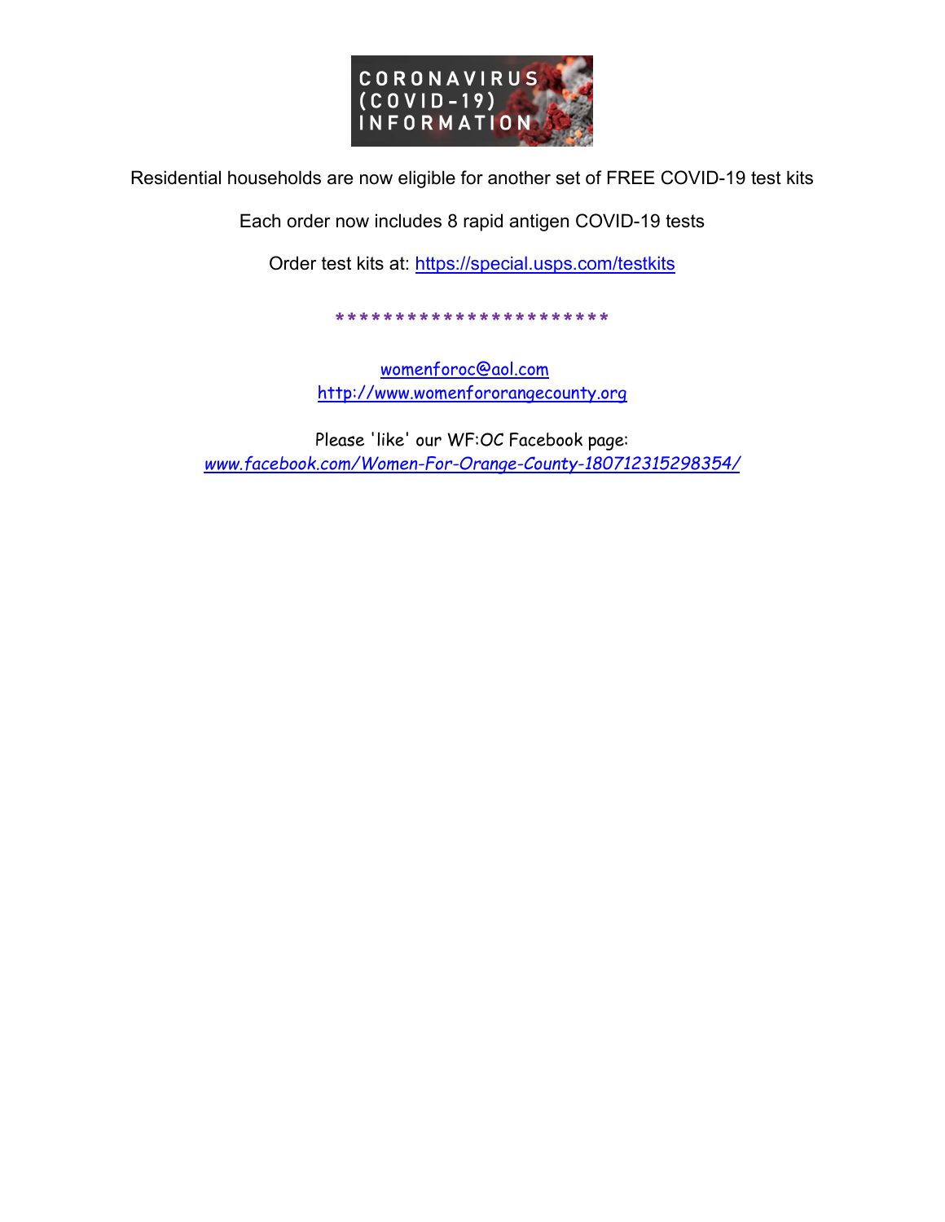CORONAVIRUS (COVID-19) INFORMATION

Residential households are now eligible for another set of FREE COVID-19 test kits

Each order now includes 8 rapid antigen COVID-19 tests

Order test kits at: https://special.usps.com/testkits

***********************

womenforoc@aol.com
http://www.womenfororangecounty.org

Please 'like' our WF:OC Facebook page:
*www.facebook.com/Women-For-Orange-County-180712315298354/*